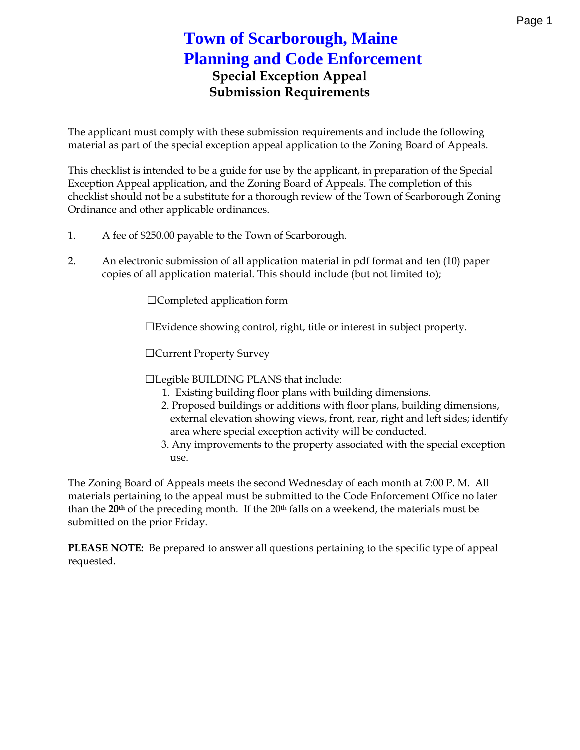# Town of Scarborough, Maine
# Planning and Code Enforcement

## Special Exception Appeal
## Submission Requirements

The applicant must comply with these submission requirements and include the following material as part of the special exception appeal application to the Zoning Board of Appeals.

This checklist is intended to be a guide for use by the applicant, in preparation of the Special Exception Appeal application, and the Zoning Board of Appeals. The completion of this checklist should not be a substitute for a thorough review of the Town of Scarborough Zoning Ordinance and other applicable ordinances.

1. A fee of $250.00 payable to the Town of Scarborough.

2. An electronic submission of all application material in pdf format and ten (10) paper copies of all application material. This should include (but not limited to);

   ☐Completed application form

   ☐Evidence showing control, right, title or interest in subject property.

   ☐Current Property Survey

   ☐Legible BUILDING PLANS that include:
   1. Existing building floor plans with building dimensions.
   2. Proposed buildings or additions with floor plans, building dimensions, external elevation showing views, front, rear, right and left sides; identify area where special exception activity will be conducted.
   3. Any improvements to the property associated with the special exception use.

The Zoning Board of Appeals meets the second Wednesday of each month at 7:00 P. M. All materials pertaining to the appeal must be submitted to the Code Enforcement Office no later than the **20th** of the preceding month. If the 20th falls on a weekend, the materials must be submitted on the prior Friday.

**PLEASE NOTE:** Be prepared to answer all questions pertaining to the specific type of appeal requested.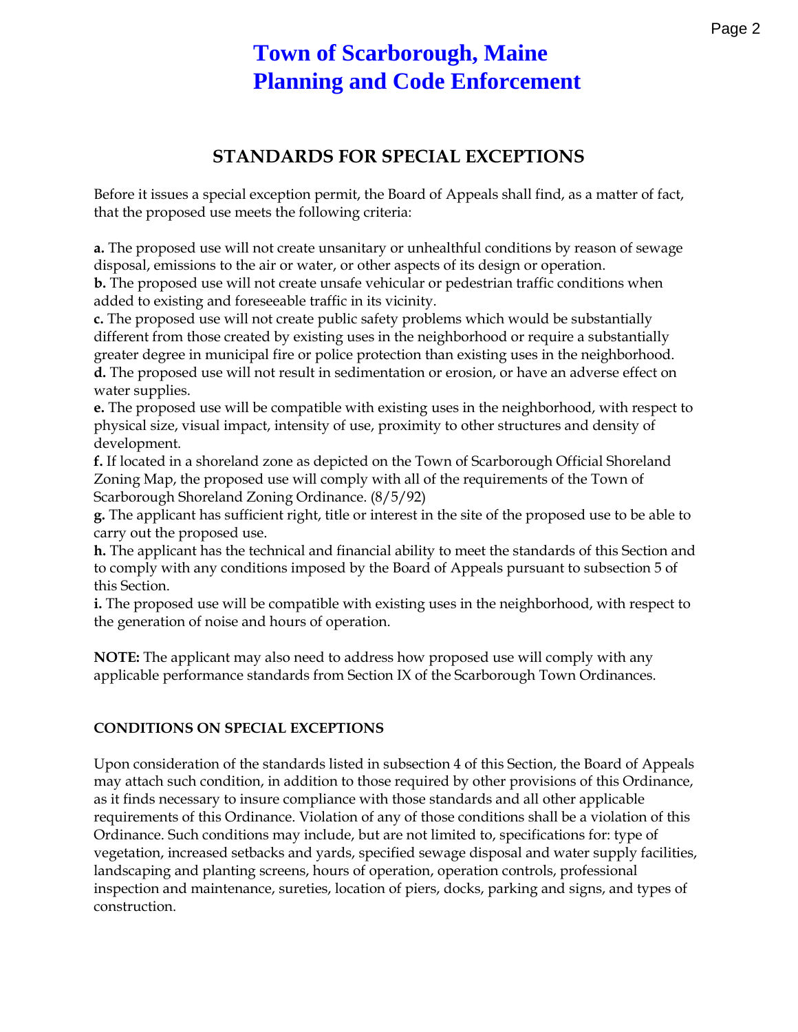# Town of Scarborough, Maine
# Planning and Code Enforcement

## STANDARDS FOR SPECIAL EXCEPTIONS

Before it issues a special exception permit, the Board of Appeals shall find, as a matter of fact, that the proposed use meets the following criteria:

**a.** The proposed use will not create unsanitary or unhealthful conditions by reason of sewage disposal, emissions to the air or water, or other aspects of its design or operation.
**b.** The proposed use will not create unsafe vehicular or pedestrian traffic conditions when added to existing and foreseeable traffic in its vicinity.
**c.** The proposed use will not create public safety problems which would be substantially different from those created by existing uses in the neighborhood or require a substantially greater degree in municipal fire or police protection than existing uses in the neighborhood.
**d.** The proposed use will not result in sedimentation or erosion, or have an adverse effect on water supplies.
**e.** The proposed use will be compatible with existing uses in the neighborhood, with respect to physical size, visual impact, intensity of use, proximity to other structures and density of development.
**f.** If located in a shoreland zone as depicted on the Town of Scarborough Official Shoreland Zoning Map, the proposed use will comply with all of the requirements of the Town of Scarborough Shoreland Zoning Ordinance. (8/5/92)
**g.** The applicant has sufficient right, title or interest in the site of the proposed use to be able to carry out the proposed use.
**h.** The applicant has the technical and financial ability to meet the standards of this Section and to comply with any conditions imposed by the Board of Appeals pursuant to subsection 5 of this Section.
**i.** The proposed use will be compatible with existing uses in the neighborhood, with respect to the generation of noise and hours of operation.

**NOTE:** The applicant may also need to address how proposed use will comply with any applicable performance standards from Section IX of the Scarborough Town Ordinances.

### CONDITIONS ON SPECIAL EXCEPTIONS

Upon consideration of the standards listed in subsection 4 of this Section, the Board of Appeals may attach such condition, in addition to those required by other provisions of this Ordinance, as it finds necessary to insure compliance with those standards and all other applicable requirements of this Ordinance. Violation of any of those conditions shall be a violation of this Ordinance. Such conditions may include, but are not limited to, specifications for: type of vegetation, increased setbacks and yards, specified sewage disposal and water supply facilities, landscaping and planting screens, hours of operation, operation controls, professional inspection and maintenance, sureties, location of piers, docks, parking and signs, and types of construction.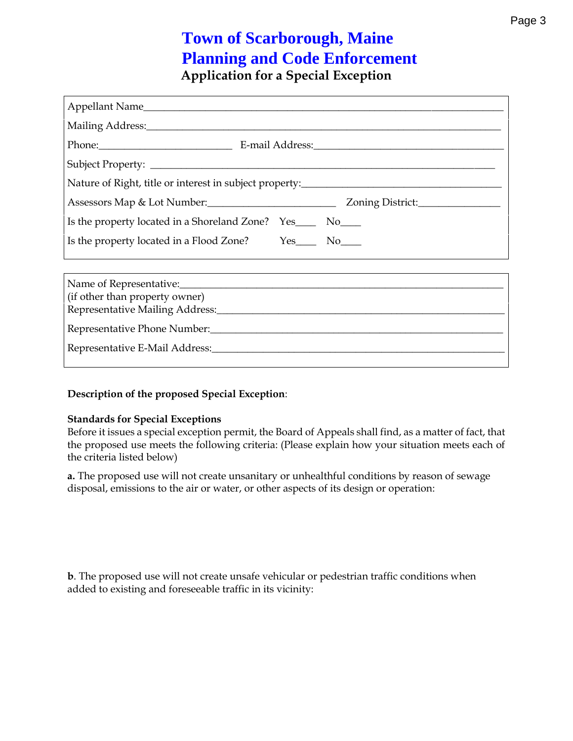# Town of Scarborough, Maine
# Planning and Code Enforcement

## Application for a Special Exception

Appellant Name\_\_\_\_\_\_\_\_\_\_\_\_\_\_\_\_\_\_\_\_\_\_\_\_\_\_\_\_\_\_\_\_\_\_\_\_\_\_\_\_\_\_\_\_\_\_\_\_\_\_\_\_\_\_\_\_\_\_\_\_\_\_\_\_\_\_\_\_

Mailing Address:\_\_\_\_\_\_\_\_\_\_\_\_\_\_\_\_\_\_\_\_\_\_\_\_\_\_\_\_\_\_\_\_\_\_\_\_\_\_\_\_\_\_\_\_\_\_\_\_\_\_\_\_\_\_\_\_\_\_\_\_\_\_\_\_\_\_

Phone:\_\_\_\_\_\_\_\_\_\_\_\_\_\_\_\_\_\_\_\_\_\_\_\_\_ E-mail Address:\_\_\_\_\_\_\_\_\_\_\_\_\_\_\_\_\_\_\_\_\_\_\_\_\_\_\_\_\_\_\_\_\_\_\_\_\_

Subject Property: \_\_\_\_\_\_\_\_\_\_\_\_\_\_\_\_\_\_\_\_\_\_\_\_\_\_\_\_\_\_\_\_\_\_\_\_\_\_\_\_\_\_\_\_\_\_\_\_\_\_\_\_\_\_\_\_\_\_\_\_\_\_\_\_

Nature of Right, title or interest in subject property:\_\_\_\_\_\_\_\_\_\_\_\_\_\_\_\_\_\_\_\_\_\_\_\_\_\_\_\_\_\_\_\_\_\_\_\_\_\_\_

Assessors Map & Lot Number:\_\_\_\_\_\_\_\_\_\_\_\_\_\_\_\_\_\_\_\_\_\_\_\_\_ Zoning District:\_\_\_\_\_\_\_\_\_\_\_\_\_\_\_\_

Is the property located in a Shoreland Zone? Yes\_\_\_\_ No\_\_\_\_

Is the property located in a Flood Zone? Yes\_\_\_\_ No\_\_\_\_

Name of Representative:\_\_\_\_\_\_\_\_\_\_\_\_\_\_\_\_\_\_\_\_\_\_\_\_\_\_\_\_\_\_\_\_\_\_\_\_\_\_\_\_\_\_\_\_\_\_\_\_\_\_\_\_\_\_\_\_\_\_\_\_\_
(if other than property owner)

Representative Mailing Address:\_\_\_\_\_\_\_\_\_\_\_\_\_\_\_\_\_\_\_\_\_\_\_\_\_\_\_\_\_\_\_\_\_\_\_\_\_\_\_\_\_\_\_\_\_\_\_\_\_\_\_\_\_\_\_

Representative Phone Number:\_\_\_\_\_\_\_\_\_\_\_\_\_\_\_\_\_\_\_\_\_\_\_\_\_\_\_\_\_\_\_\_\_\_\_\_\_\_\_\_\_\_\_\_\_\_\_\_\_\_\_\_\_\_\_\_

Representative E-Mail Address:\_\_\_\_\_\_\_\_\_\_\_\_\_\_\_\_\_\_\_\_\_\_\_\_\_\_\_\_\_\_\_\_\_\_\_\_\_\_\_\_\_\_\_\_\_\_\_\_\_\_\_\_\_\_\_\_

**Description of the proposed Special Exception**:

**Standards for Special Exceptions**

Before it issues a special exception permit, the Board of Appeals shall find, as a matter of fact, that the proposed use meets the following criteria: (Please explain how your situation meets each of the criteria listed below)

**a.** The proposed use will not create unsanitary or unhealthful conditions by reason of sewage disposal, emissions to the air or water, or other aspects of its design or operation:

**b**. The proposed use will not create unsafe vehicular or pedestrian traffic conditions when added to existing and foreseeable traffic in its vicinity: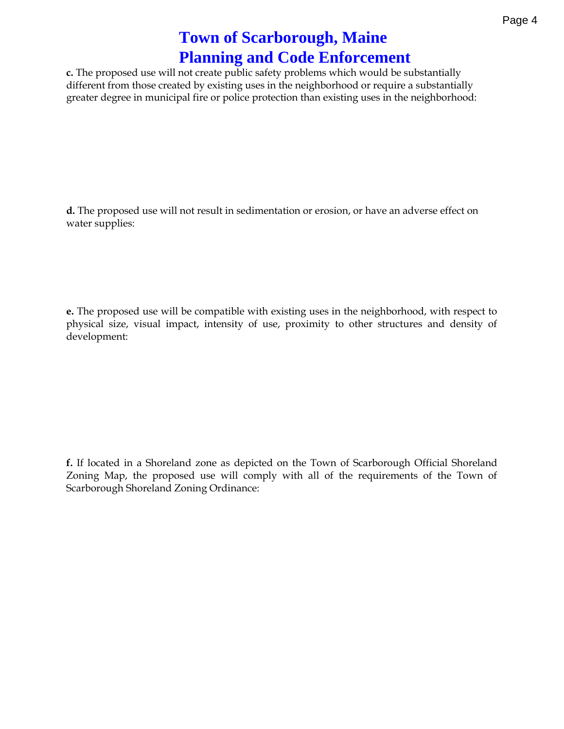# Town of Scarborough, Maine
# Planning and Code Enforcement

**c.** The proposed use will not create public safety problems which would be substantially different from those created by existing uses in the neighborhood or require a substantially greater degree in municipal fire or police protection than existing uses in the neighborhood:

**d.** The proposed use will not result in sedimentation or erosion, or have an adverse effect on water supplies:

**e.** The proposed use will be compatible with existing uses in the neighborhood, with respect to physical size, visual impact, intensity of use, proximity to other structures and density of development:

**f.** If located in a Shoreland zone as depicted on the Town of Scarborough Official Shoreland Zoning Map, the proposed use will comply with all of the requirements of the Town of Scarborough Shoreland Zoning Ordinance: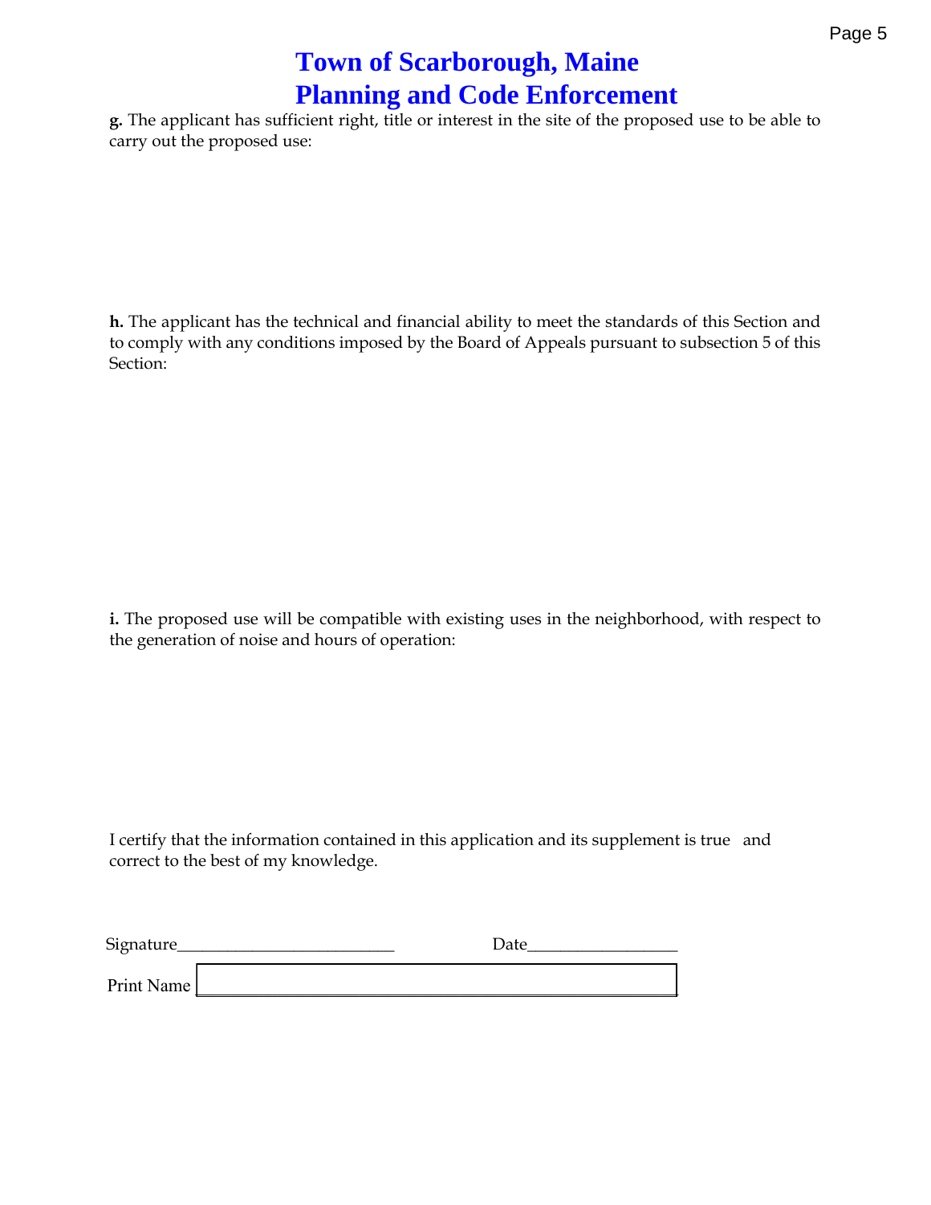# Town of Scarborough, Maine
# Planning and Code Enforcement

**g.** The applicant has sufficient right, title or interest in the site of the proposed use to be able to carry out the proposed use:

**h.** The applicant has the technical and financial ability to meet the standards of this Section and to comply with any conditions imposed by the Board of Appeals pursuant to subsection 5 of this Section:

**i.** The proposed use will be compatible with existing uses in the neighborhood, with respect to the generation of noise and hours of operation:

I certify that the information contained in this application and its supplement is true and correct to the best of my knowledge.

Signature________________________ Date________________

Print Name ________________________